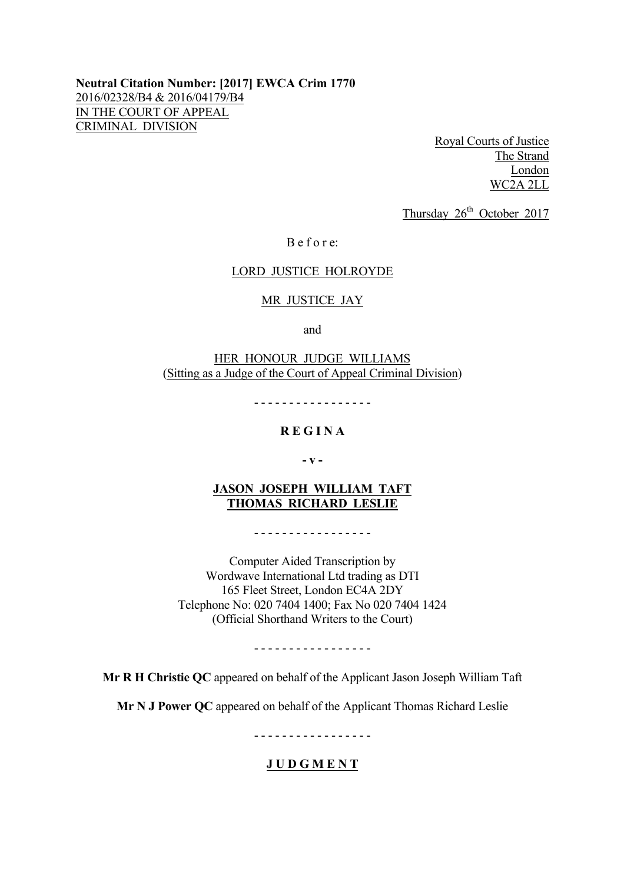**Neutral Citation Number: [2017] EWCA Crim 1770**
2016/02328/B4 & 2016/04179/B4
IN THE COURT OF APPEAL
CRIMINAL DIVISION

Royal Courts of Justice
The Strand
London
WC2A 2LL

Thursday 26th October 2017

B e f o r e:

LORD JUSTICE HOLROYDE

MR JUSTICE JAY

and

HER HONOUR JUDGE WILLIAMS
(Sitting as a Judge of the Court of Appeal Criminal Division)

- - - - - - - - - - - - - - - - -

**R E G I N A**

**- v -**

**JASON JOSEPH WILLIAM TAFT**
**THOMAS RICHARD LESLIE**

- - - - - - - - - - - - - - - - -

Computer Aided Transcription by
Wordwave International Ltd trading as DTI
165 Fleet Street, London EC4A 2DY
Telephone No: 020 7404 1400; Fax No 020 7404 1424
(Official Shorthand Writers to the Court)

- - - - - - - - - - - - - - - - -

**Mr R H Christie QC** appeared on behalf of the Applicant Jason Joseph William Taft

**Mr N J Power QC** appeared on behalf of the Applicant Thomas Richard Leslie

- - - - - - - - - - - - - - - - -

**J U D G M E N T**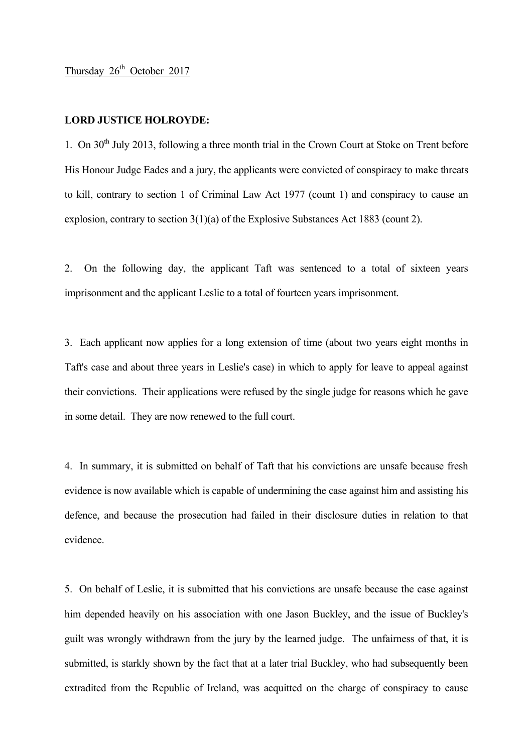Thursday 26th October 2017

**LORD JUSTICE HOLROYDE:**

1. On 30th July 2013, following a three month trial in the Crown Court at Stoke on Trent before His Honour Judge Eades and a jury, the applicants were convicted of conspiracy to make threats to kill, contrary to section 1 of Criminal Law Act 1977 (count 1) and conspiracy to cause an explosion, contrary to section 3(1)(a) of the Explosive Substances Act 1883 (count 2).

2. On the following day, the applicant Taft was sentenced to a total of sixteen years imprisonment and the applicant Leslie to a total of fourteen years imprisonment.

3. Each applicant now applies for a long extension of time (about two years eight months in Taft's case and about three years in Leslie's case) in which to apply for leave to appeal against their convictions. Their applications were refused by the single judge for reasons which he gave in some detail. They are now renewed to the full court.

4. In summary, it is submitted on behalf of Taft that his convictions are unsafe because fresh evidence is now available which is capable of undermining the case against him and assisting his defence, and because the prosecution had failed in their disclosure duties in relation to that evidence.

5. On behalf of Leslie, it is submitted that his convictions are unsafe because the case against him depended heavily on his association with one Jason Buckley, and the issue of Buckley's guilt was wrongly withdrawn from the jury by the learned judge. The unfairness of that, it is submitted, is starkly shown by the fact that at a later trial Buckley, who had subsequently been extradited from the Republic of Ireland, was acquitted on the charge of conspiracy to cause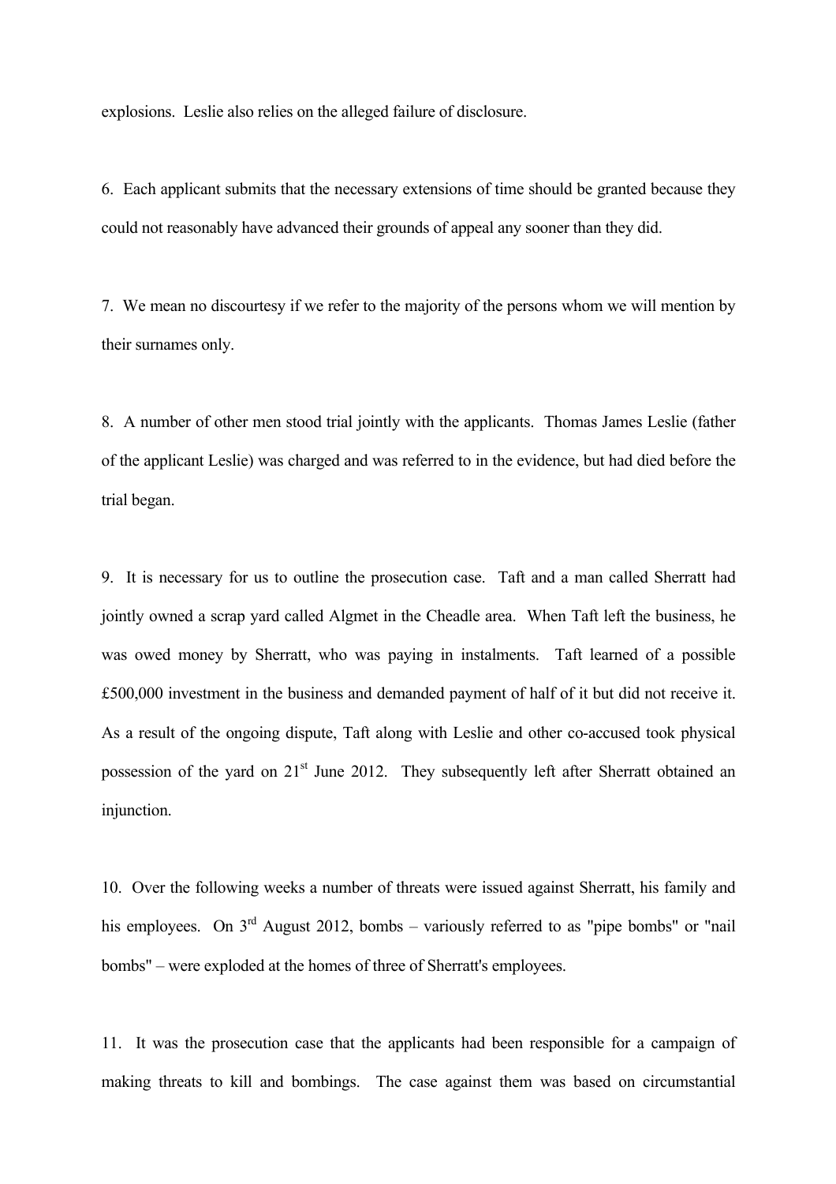explosions. Leslie also relies on the alleged failure of disclosure.

6. Each applicant submits that the necessary extensions of time should be granted because they could not reasonably have advanced their grounds of appeal any sooner than they did.

7. We mean no discourtesy if we refer to the majority of the persons whom we will mention by their surnames only.

8. A number of other men stood trial jointly with the applicants. Thomas James Leslie (father of the applicant Leslie) was charged and was referred to in the evidence, but had died before the trial began.

9. It is necessary for us to outline the prosecution case. Taft and a man called Sherratt had jointly owned a scrap yard called Algmet in the Cheadle area. When Taft left the business, he was owed money by Sherratt, who was paying in instalments. Taft learned of a possible £500,000 investment in the business and demanded payment of half of it but did not receive it. As a result of the ongoing dispute, Taft along with Leslie and other co-accused took physical possession of the yard on 21st June 2012. They subsequently left after Sherratt obtained an injunction.

10. Over the following weeks a number of threats were issued against Sherratt, his family and his employees. On 3rd August 2012, bombs – variously referred to as "pipe bombs" or "nail bombs" – were exploded at the homes of three of Sherratt's employees.

11. It was the prosecution case that the applicants had been responsible for a campaign of making threats to kill and bombings. The case against them was based on circumstantial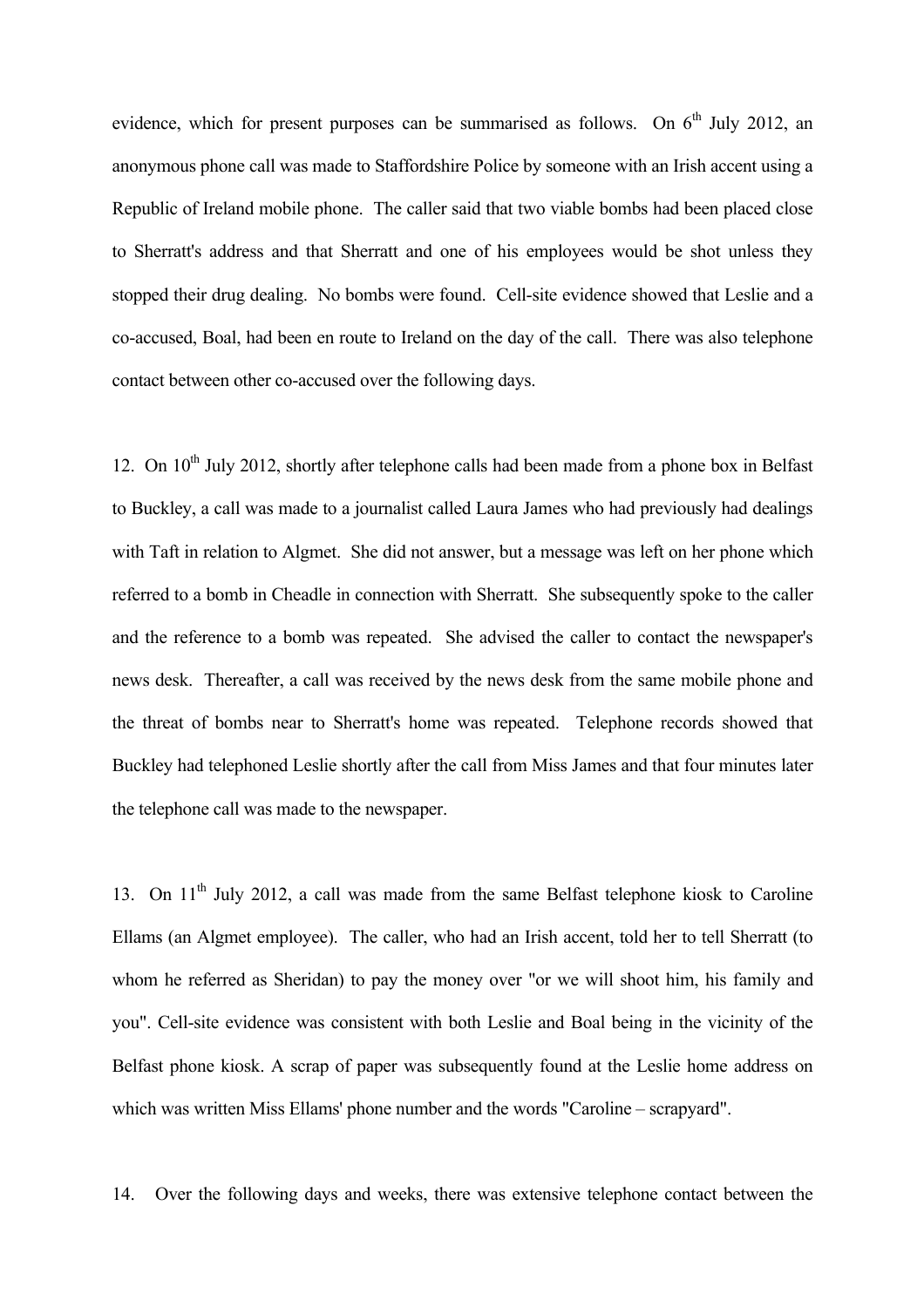evidence, which for present purposes can be summarised as follows. On 6th July 2012, an anonymous phone call was made to Staffordshire Police by someone with an Irish accent using a Republic of Ireland mobile phone. The caller said that two viable bombs had been placed close to Sherratt's address and that Sherratt and one of his employees would be shot unless they stopped their drug dealing. No bombs were found. Cell-site evidence showed that Leslie and a co-accused, Boal, had been en route to Ireland on the day of the call. There was also telephone contact between other co-accused over the following days.

12. On 10th July 2012, shortly after telephone calls had been made from a phone box in Belfast to Buckley, a call was made to a journalist called Laura James who had previously had dealings with Taft in relation to Algmet. She did not answer, but a message was left on her phone which referred to a bomb in Cheadle in connection with Sherratt. She subsequently spoke to the caller and the reference to a bomb was repeated. She advised the caller to contact the newspaper's news desk. Thereafter, a call was received by the news desk from the same mobile phone and the threat of bombs near to Sherratt's home was repeated. Telephone records showed that Buckley had telephoned Leslie shortly after the call from Miss James and that four minutes later the telephone call was made to the newspaper.

13. On 11th July 2012, a call was made from the same Belfast telephone kiosk to Caroline Ellams (an Algmet employee). The caller, who had an Irish accent, told her to tell Sherratt (to whom he referred as Sheridan) to pay the money over "or we will shoot him, his family and you". Cell-site evidence was consistent with both Leslie and Boal being in the vicinity of the Belfast phone kiosk. A scrap of paper was subsequently found at the Leslie home address on which was written Miss Ellams' phone number and the words "Caroline – scrapyard".

14. Over the following days and weeks, there was extensive telephone contact between the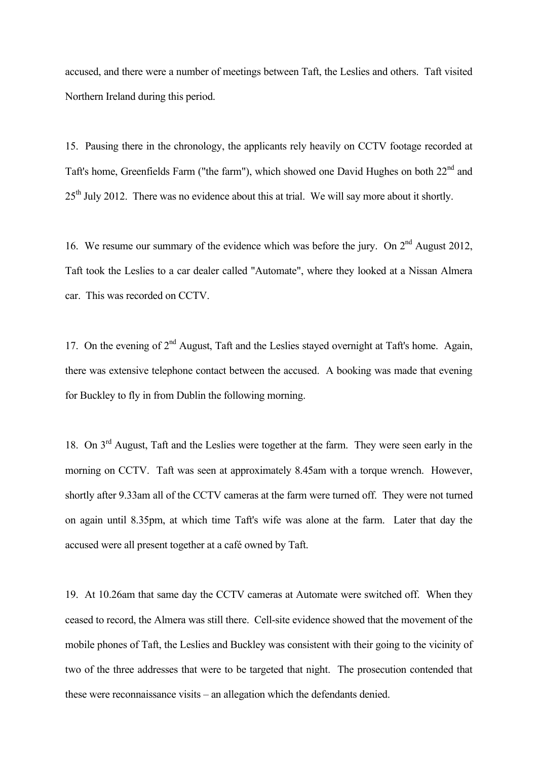accused, and there were a number of meetings between Taft, the Leslies and others. Taft visited Northern Ireland during this period.

15. Pausing there in the chronology, the applicants rely heavily on CCTV footage recorded at Taft's home, Greenfields Farm ("the farm"), which showed one David Hughes on both 22nd and 25th July 2012. There was no evidence about this at trial. We will say more about it shortly.

16. We resume our summary of the evidence which was before the jury. On 2nd August 2012, Taft took the Leslies to a car dealer called "Automate", where they looked at a Nissan Almera car. This was recorded on CCTV.

17. On the evening of 2nd August, Taft and the Leslies stayed overnight at Taft's home. Again, there was extensive telephone contact between the accused. A booking was made that evening for Buckley to fly in from Dublin the following morning.

18. On 3rd August, Taft and the Leslies were together at the farm. They were seen early in the morning on CCTV. Taft was seen at approximately 8.45am with a torque wrench. However, shortly after 9.33am all of the CCTV cameras at the farm were turned off. They were not turned on again until 8.35pm, at which time Taft's wife was alone at the farm. Later that day the accused were all present together at a café owned by Taft.

19. At 10.26am that same day the CCTV cameras at Automate were switched off. When they ceased to record, the Almera was still there. Cell-site evidence showed that the movement of the mobile phones of Taft, the Leslies and Buckley was consistent with their going to the vicinity of two of the three addresses that were to be targeted that night. The prosecution contended that these were reconnaissance visits – an allegation which the defendants denied.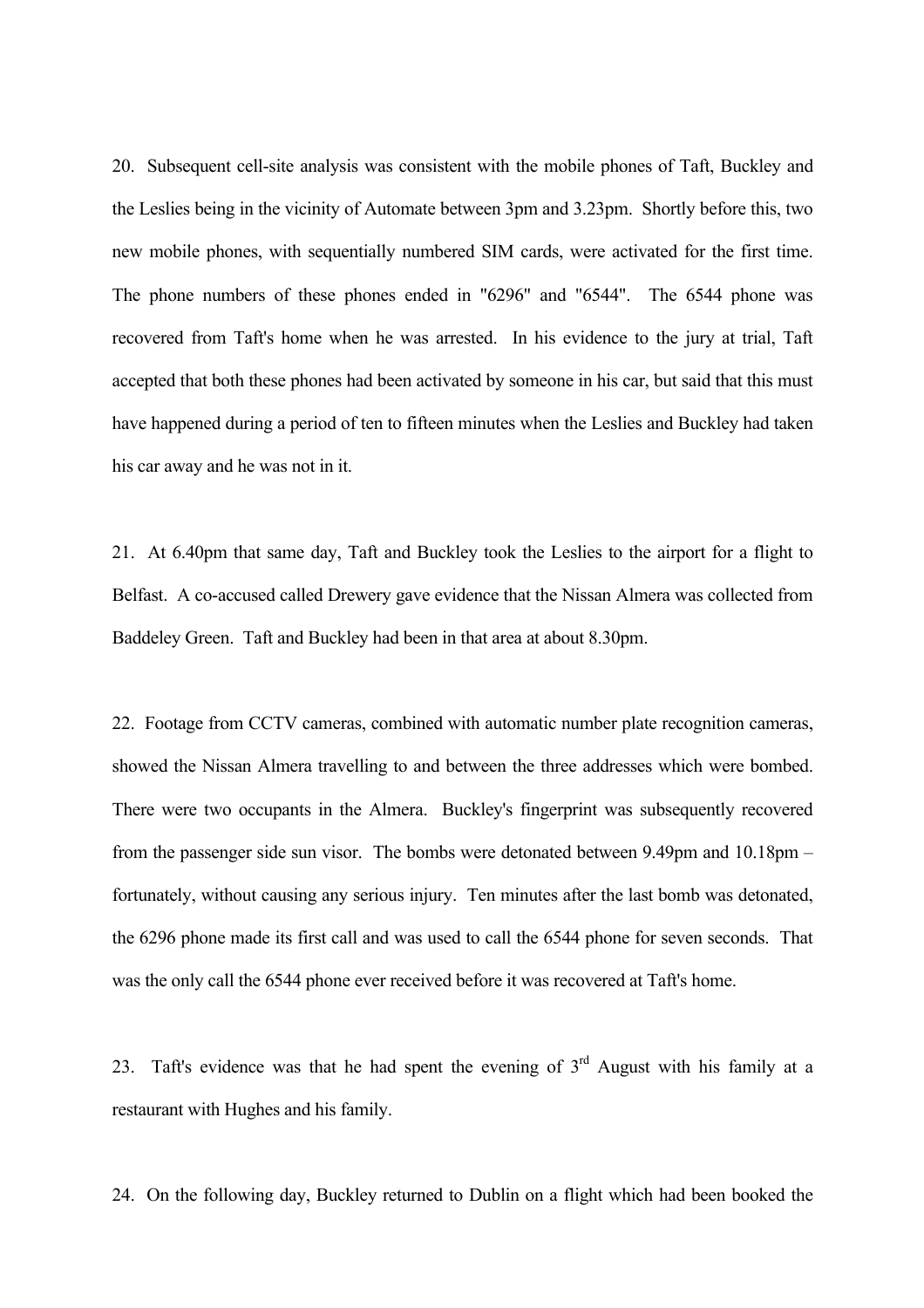20. Subsequent cell-site analysis was consistent with the mobile phones of Taft, Buckley and the Leslies being in the vicinity of Automate between 3pm and 3.23pm. Shortly before this, two new mobile phones, with sequentially numbered SIM cards, were activated for the first time. The phone numbers of these phones ended in "6296" and "6544". The 6544 phone was recovered from Taft's home when he was arrested. In his evidence to the jury at trial, Taft accepted that both these phones had been activated by someone in his car, but said that this must have happened during a period of ten to fifteen minutes when the Leslies and Buckley had taken his car away and he was not in it.

21. At 6.40pm that same day, Taft and Buckley took the Leslies to the airport for a flight to Belfast. A co-accused called Drewery gave evidence that the Nissan Almera was collected from Baddeley Green. Taft and Buckley had been in that area at about 8.30pm.

22. Footage from CCTV cameras, combined with automatic number plate recognition cameras, showed the Nissan Almera travelling to and between the three addresses which were bombed. There were two occupants in the Almera. Buckley's fingerprint was subsequently recovered from the passenger side sun visor. The bombs were detonated between 9.49pm and 10.18pm – fortunately, without causing any serious injury. Ten minutes after the last bomb was detonated, the 6296 phone made its first call and was used to call the 6544 phone for seven seconds. That was the only call the 6544 phone ever received before it was recovered at Taft's home.

23. Taft's evidence was that he had spent the evening of 3rd August with his family at a restaurant with Hughes and his family.

24. On the following day, Buckley returned to Dublin on a flight which had been booked the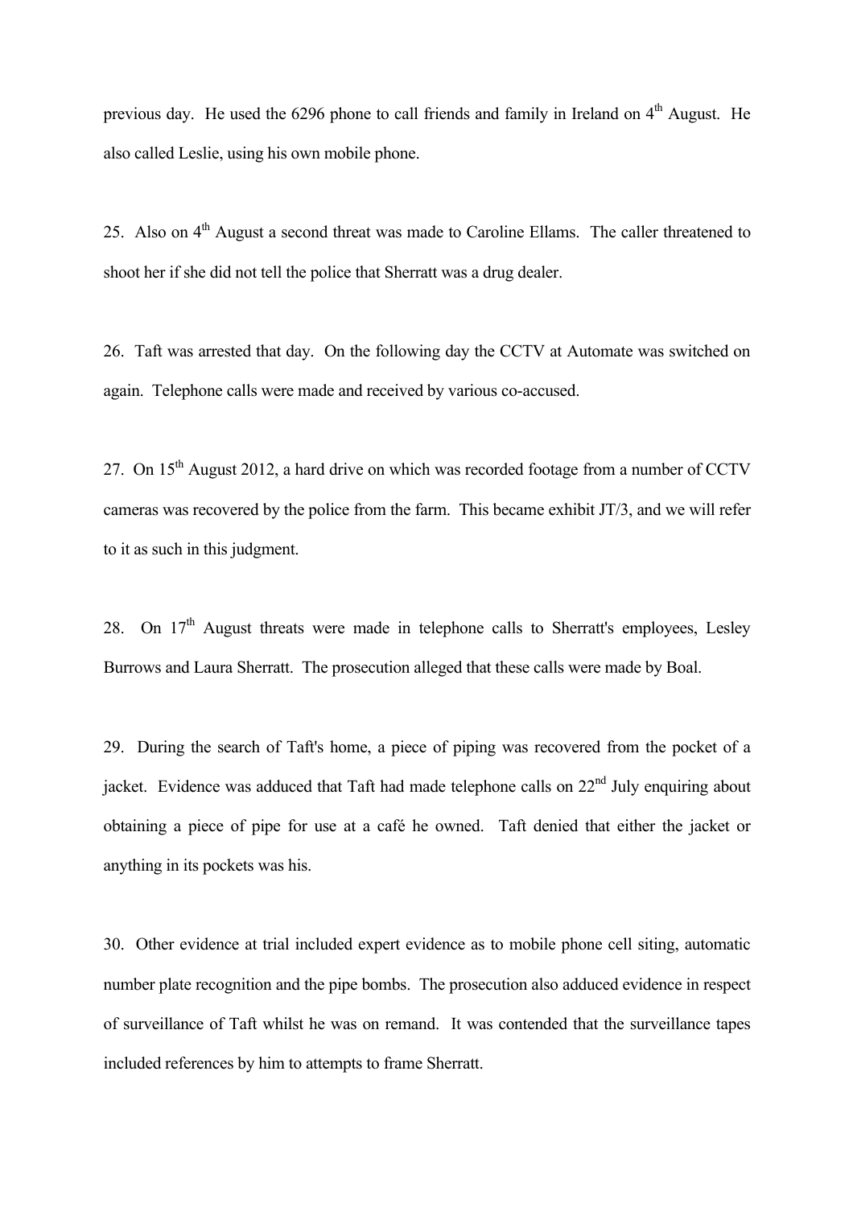previous day. He used the 6296 phone to call friends and family in Ireland on 4th August. He also called Leslie, using his own mobile phone.

25. Also on 4th August a second threat was made to Caroline Ellams. The caller threatened to shoot her if she did not tell the police that Sherratt was a drug dealer.

26. Taft was arrested that day. On the following day the CCTV at Automate was switched on again. Telephone calls were made and received by various co-accused.

27. On 15th August 2012, a hard drive on which was recorded footage from a number of CCTV cameras was recovered by the police from the farm. This became exhibit JT/3, and we will refer to it as such in this judgment.

28. On 17th August threats were made in telephone calls to Sherratt's employees, Lesley Burrows and Laura Sherratt. The prosecution alleged that these calls were made by Boal.

29. During the search of Taft's home, a piece of piping was recovered from the pocket of a jacket. Evidence was adduced that Taft had made telephone calls on 22nd July enquiring about obtaining a piece of pipe for use at a café he owned. Taft denied that either the jacket or anything in its pockets was his.

30. Other evidence at trial included expert evidence as to mobile phone cell siting, automatic number plate recognition and the pipe bombs. The prosecution also adduced evidence in respect of surveillance of Taft whilst he was on remand. It was contended that the surveillance tapes included references by him to attempts to frame Sherratt.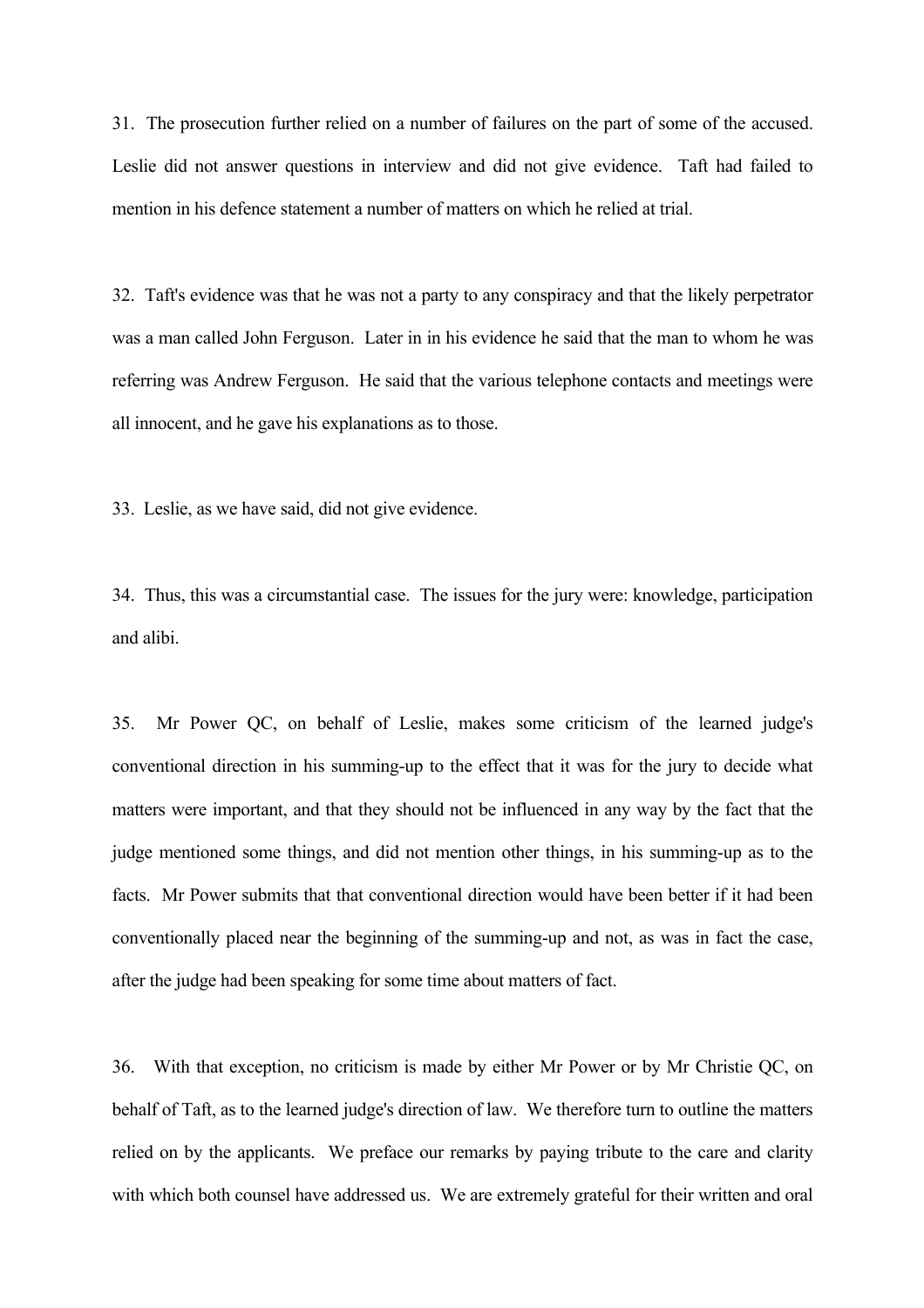31. The prosecution further relied on a number of failures on the part of some of the accused. Leslie did not answer questions in interview and did not give evidence. Taft had failed to mention in his defence statement a number of matters on which he relied at trial.

32. Taft's evidence was that he was not a party to any conspiracy and that the likely perpetrator was a man called John Ferguson. Later in in his evidence he said that the man to whom he was referring was Andrew Ferguson. He said that the various telephone contacts and meetings were all innocent, and he gave his explanations as to those.

33. Leslie, as we have said, did not give evidence.

34. Thus, this was a circumstantial case. The issues for the jury were: knowledge, participation and alibi.

35. Mr Power QC, on behalf of Leslie, makes some criticism of the learned judge's conventional direction in his summing-up to the effect that it was for the jury to decide what matters were important, and that they should not be influenced in any way by the fact that the judge mentioned some things, and did not mention other things, in his summing-up as to the facts. Mr Power submits that that conventional direction would have been better if it had been conventionally placed near the beginning of the summing-up and not, as was in fact the case, after the judge had been speaking for some time about matters of fact.

36. With that exception, no criticism is made by either Mr Power or by Mr Christie QC, on behalf of Taft, as to the learned judge's direction of law. We therefore turn to outline the matters relied on by the applicants. We preface our remarks by paying tribute to the care and clarity with which both counsel have addressed us. We are extremely grateful for their written and oral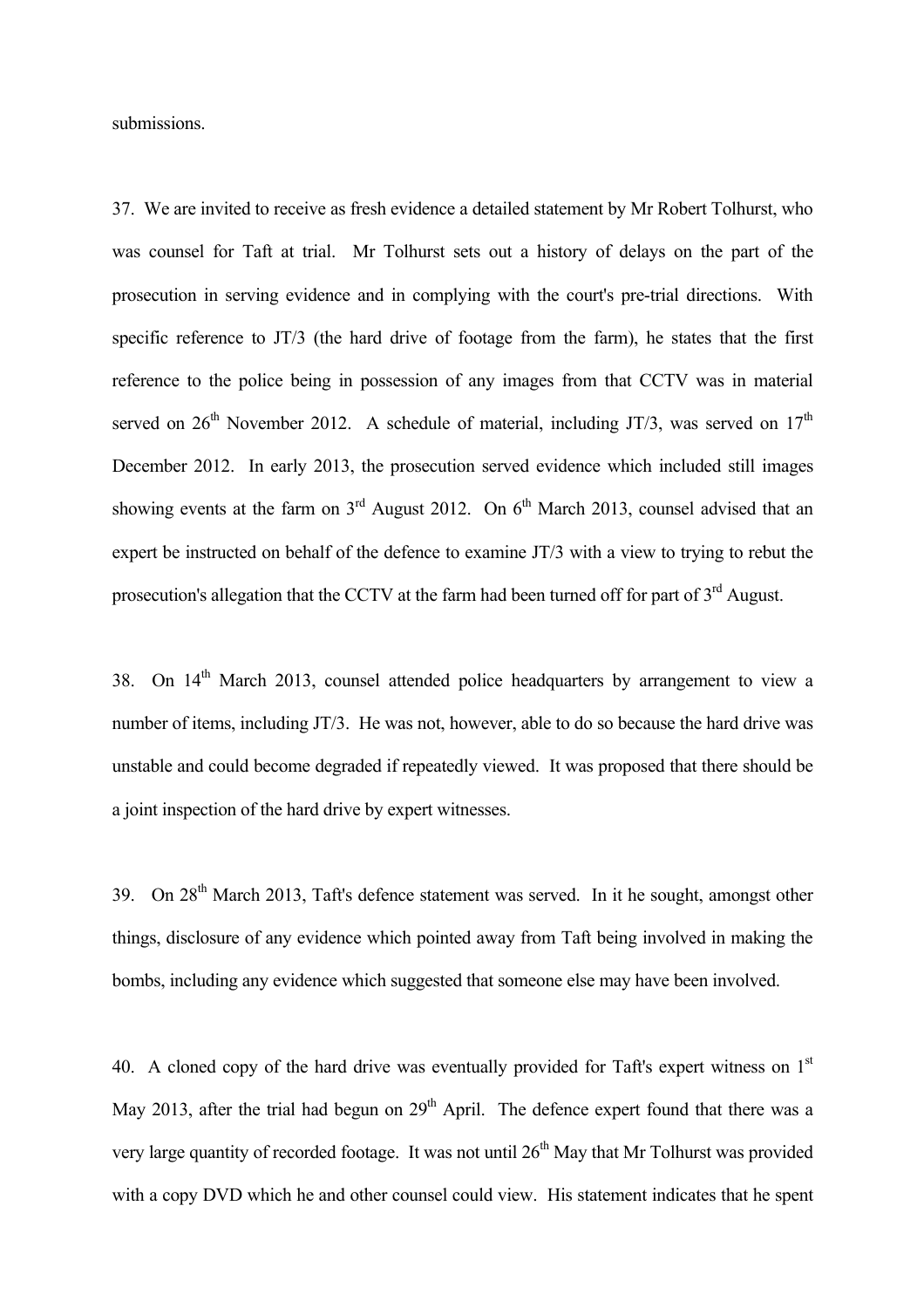submissions.

37. We are invited to receive as fresh evidence a detailed statement by Mr Robert Tolhurst, who was counsel for Taft at trial. Mr Tolhurst sets out a history of delays on the part of the prosecution in serving evidence and in complying with the court's pre-trial directions. With specific reference to JT/3 (the hard drive of footage from the farm), he states that the first reference to the police being in possession of any images from that CCTV was in material served on 26th November 2012. A schedule of material, including JT/3, was served on 17th December 2012. In early 2013, the prosecution served evidence which included still images showing events at the farm on 3rd August 2012. On 6th March 2013, counsel advised that an expert be instructed on behalf of the defence to examine JT/3 with a view to trying to rebut the prosecution's allegation that the CCTV at the farm had been turned off for part of 3rd August.

38. On 14th March 2013, counsel attended police headquarters by arrangement to view a number of items, including JT/3. He was not, however, able to do so because the hard drive was unstable and could become degraded if repeatedly viewed. It was proposed that there should be a joint inspection of the hard drive by expert witnesses.

39. On 28th March 2013, Taft's defence statement was served. In it he sought, amongst other things, disclosure of any evidence which pointed away from Taft being involved in making the bombs, including any evidence which suggested that someone else may have been involved.

40. A cloned copy of the hard drive was eventually provided for Taft's expert witness on 1st May 2013, after the trial had begun on 29th April. The defence expert found that there was a very large quantity of recorded footage. It was not until 26th May that Mr Tolhurst was provided with a copy DVD which he and other counsel could view. His statement indicates that he spent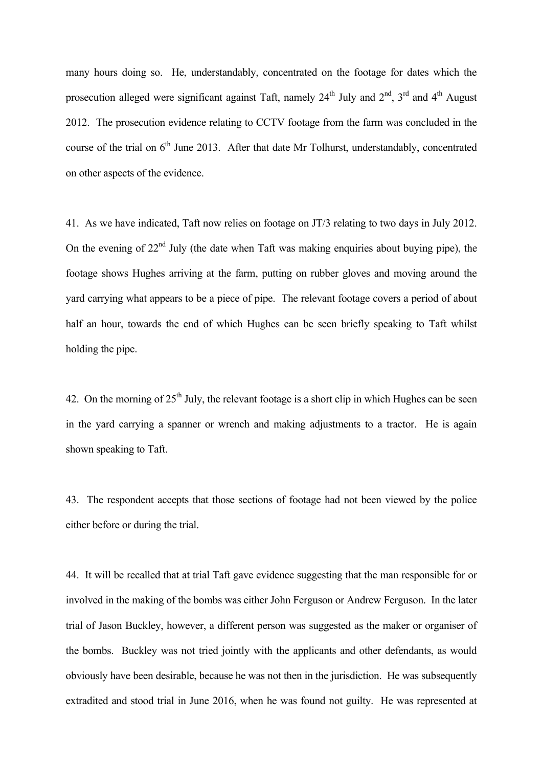many hours doing so. He, understandably, concentrated on the footage for dates which the prosecution alleged were significant against Taft, namely 24th July and 2nd, 3rd and 4th August 2012. The prosecution evidence relating to CCTV footage from the farm was concluded in the course of the trial on 6th June 2013. After that date Mr Tolhurst, understandably, concentrated on other aspects of the evidence.

41. As we have indicated, Taft now relies on footage on JT/3 relating to two days in July 2012. On the evening of 22nd July (the date when Taft was making enquiries about buying pipe), the footage shows Hughes arriving at the farm, putting on rubber gloves and moving around the yard carrying what appears to be a piece of pipe. The relevant footage covers a period of about half an hour, towards the end of which Hughes can be seen briefly speaking to Taft whilst holding the pipe.

42. On the morning of 25th July, the relevant footage is a short clip in which Hughes can be seen in the yard carrying a spanner or wrench and making adjustments to a tractor. He is again shown speaking to Taft.

43. The respondent accepts that those sections of footage had not been viewed by the police either before or during the trial.

44. It will be recalled that at trial Taft gave evidence suggesting that the man responsible for or involved in the making of the bombs was either John Ferguson or Andrew Ferguson. In the later trial of Jason Buckley, however, a different person was suggested as the maker or organiser of the bombs. Buckley was not tried jointly with the applicants and other defendants, as would obviously have been desirable, because he was not then in the jurisdiction. He was subsequently extradited and stood trial in June 2016, when he was found not guilty. He was represented at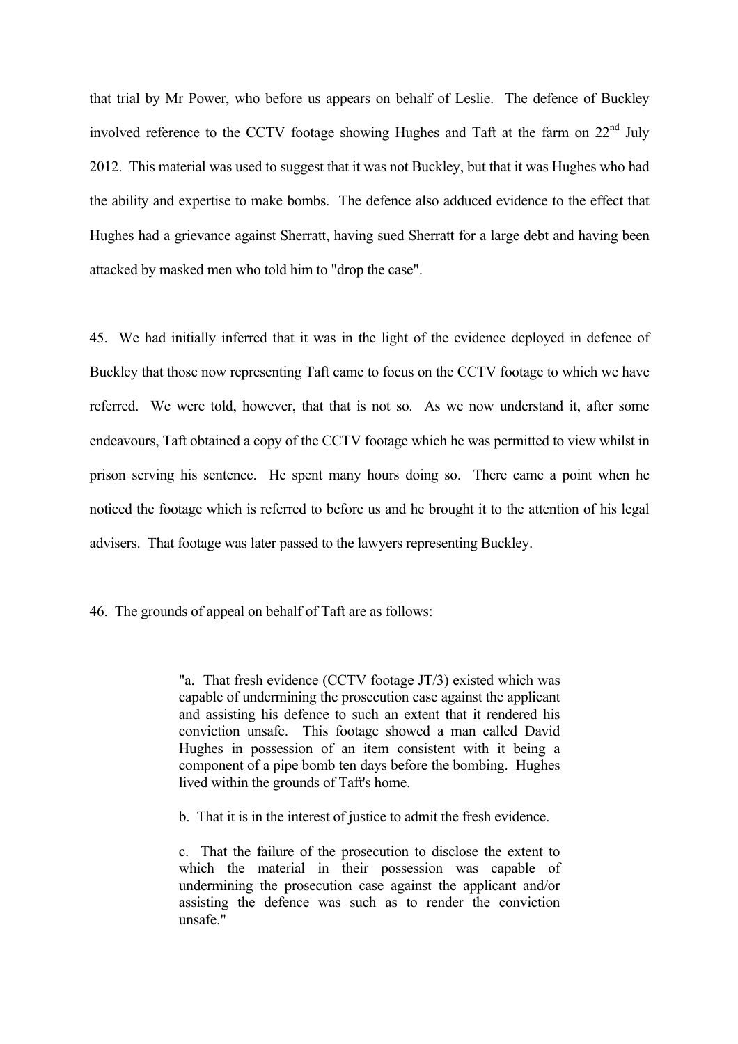that trial by Mr Power, who before us appears on behalf of Leslie. The defence of Buckley involved reference to the CCTV footage showing Hughes and Taft at the farm on 22nd July 2012. This material was used to suggest that it was not Buckley, but that it was Hughes who had the ability and expertise to make bombs. The defence also adduced evidence to the effect that Hughes had a grievance against Sherratt, having sued Sherratt for a large debt and having been attacked by masked men who told him to "drop the case".

45. We had initially inferred that it was in the light of the evidence deployed in defence of Buckley that those now representing Taft came to focus on the CCTV footage to which we have referred. We were told, however, that that is not so. As we now understand it, after some endeavours, Taft obtained a copy of the CCTV footage which he was permitted to view whilst in prison serving his sentence. He spent many hours doing so. There came a point when he noticed the footage which is referred to before us and he brought it to the attention of his legal advisers. That footage was later passed to the lawyers representing Buckley.

46. The grounds of appeal on behalf of Taft are as follows:

> "a. That fresh evidence (CCTV footage JT/3) existed which was capable of undermining the prosecution case against the applicant and assisting his defence to such an extent that it rendered his conviction unsafe. This footage showed a man called David Hughes in possession of an item consistent with it being a component of a pipe bomb ten days before the bombing. Hughes lived within the grounds of Taft's home.
>
> b. That it is in the interest of justice to admit the fresh evidence.
>
> c. That the failure of the prosecution to disclose the extent to which the material in their possession was capable of undermining the prosecution case against the applicant and/or assisting the defence was such as to render the conviction unsafe."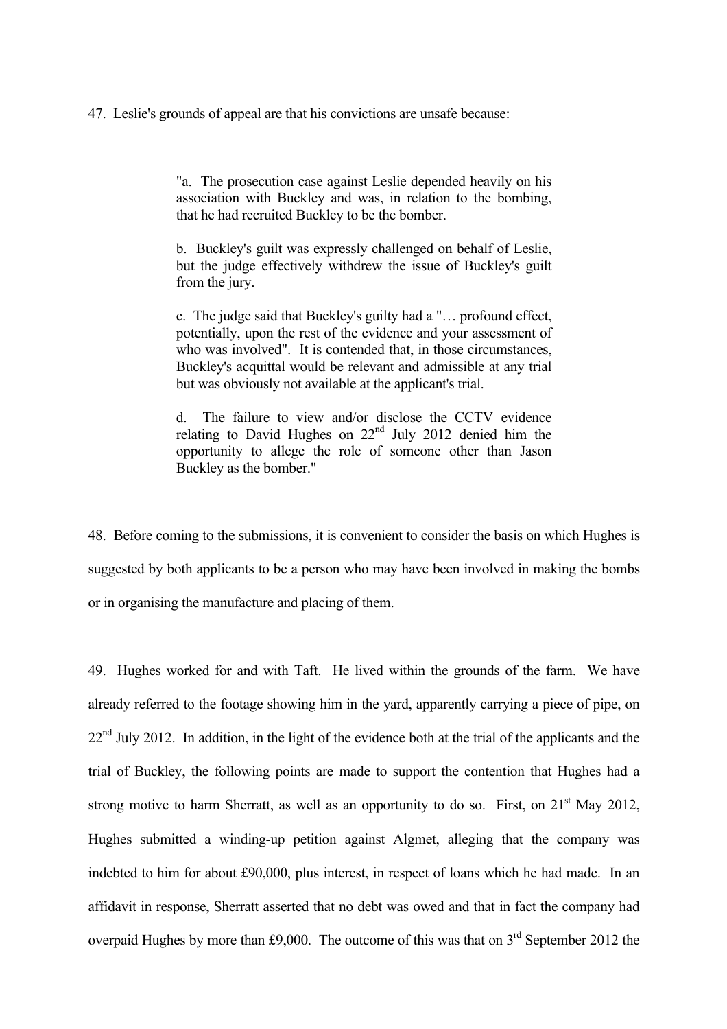47. Leslie's grounds of appeal are that his convictions are unsafe because:

> "a. The prosecution case against Leslie depended heavily on his association with Buckley and was, in relation to the bombing, that he had recruited Buckley to be the bomber.
>
> b. Buckley's guilt was expressly challenged on behalf of Leslie, but the judge effectively withdrew the issue of Buckley's guilt from the jury.
>
> c. The judge said that Buckley's guilty had a "… profound effect, potentially, upon the rest of the evidence and your assessment of who was involved". It is contended that, in those circumstances, Buckley's acquittal would be relevant and admissible at any trial but was obviously not available at the applicant's trial.
>
> d. The failure to view and/or disclose the CCTV evidence relating to David Hughes on 22nd July 2012 denied him the opportunity to allege the role of someone other than Jason Buckley as the bomber."

48. Before coming to the submissions, it is convenient to consider the basis on which Hughes is suggested by both applicants to be a person who may have been involved in making the bombs or in organising the manufacture and placing of them.

49. Hughes worked for and with Taft. He lived within the grounds of the farm. We have already referred to the footage showing him in the yard, apparently carrying a piece of pipe, on 22nd July 2012. In addition, in the light of the evidence both at the trial of the applicants and the trial of Buckley, the following points are made to support the contention that Hughes had a strong motive to harm Sherratt, as well as an opportunity to do so. First, on 21st May 2012, Hughes submitted a winding-up petition against Algmet, alleging that the company was indebted to him for about £90,000, plus interest, in respect of loans which he had made. In an affidavit in response, Sherratt asserted that no debt was owed and that in fact the company had overpaid Hughes by more than £9,000. The outcome of this was that on 3rd September 2012 the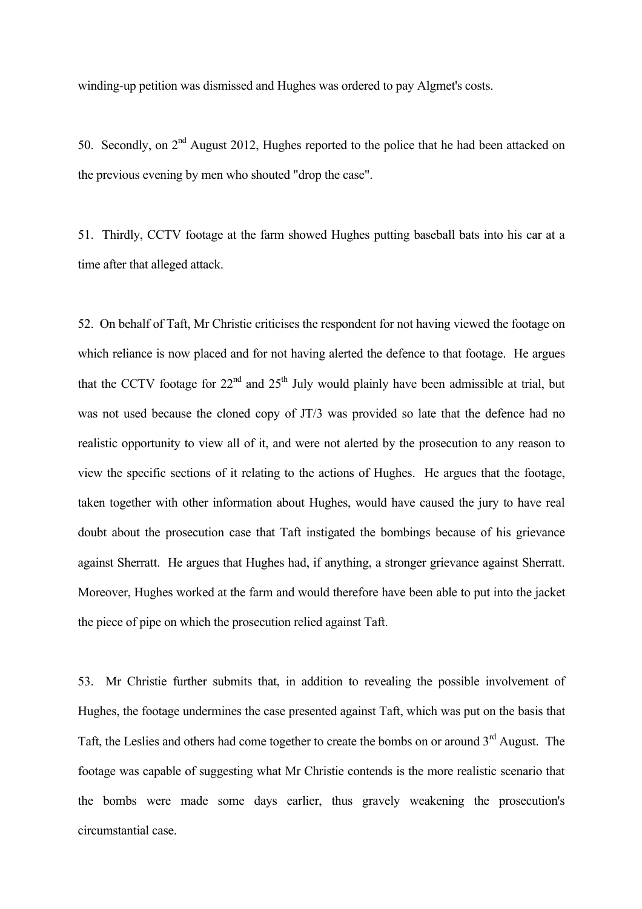winding-up petition was dismissed and Hughes was ordered to pay Algmet's costs.

50. Secondly, on 2nd August 2012, Hughes reported to the police that he had been attacked on the previous evening by men who shouted "drop the case".

51. Thirdly, CCTV footage at the farm showed Hughes putting baseball bats into his car at a time after that alleged attack.

52. On behalf of Taft, Mr Christie criticises the respondent for not having viewed the footage on which reliance is now placed and for not having alerted the defence to that footage. He argues that the CCTV footage for 22nd and 25th July would plainly have been admissible at trial, but was not used because the cloned copy of JT/3 was provided so late that the defence had no realistic opportunity to view all of it, and were not alerted by the prosecution to any reason to view the specific sections of it relating to the actions of Hughes. He argues that the footage, taken together with other information about Hughes, would have caused the jury to have real doubt about the prosecution case that Taft instigated the bombings because of his grievance against Sherratt. He argues that Hughes had, if anything, a stronger grievance against Sherratt. Moreover, Hughes worked at the farm and would therefore have been able to put into the jacket the piece of pipe on which the prosecution relied against Taft.

53. Mr Christie further submits that, in addition to revealing the possible involvement of Hughes, the footage undermines the case presented against Taft, which was put on the basis that Taft, the Leslies and others had come together to create the bombs on or around 3rd August. The footage was capable of suggesting what Mr Christie contends is the more realistic scenario that the bombs were made some days earlier, thus gravely weakening the prosecution's circumstantial case.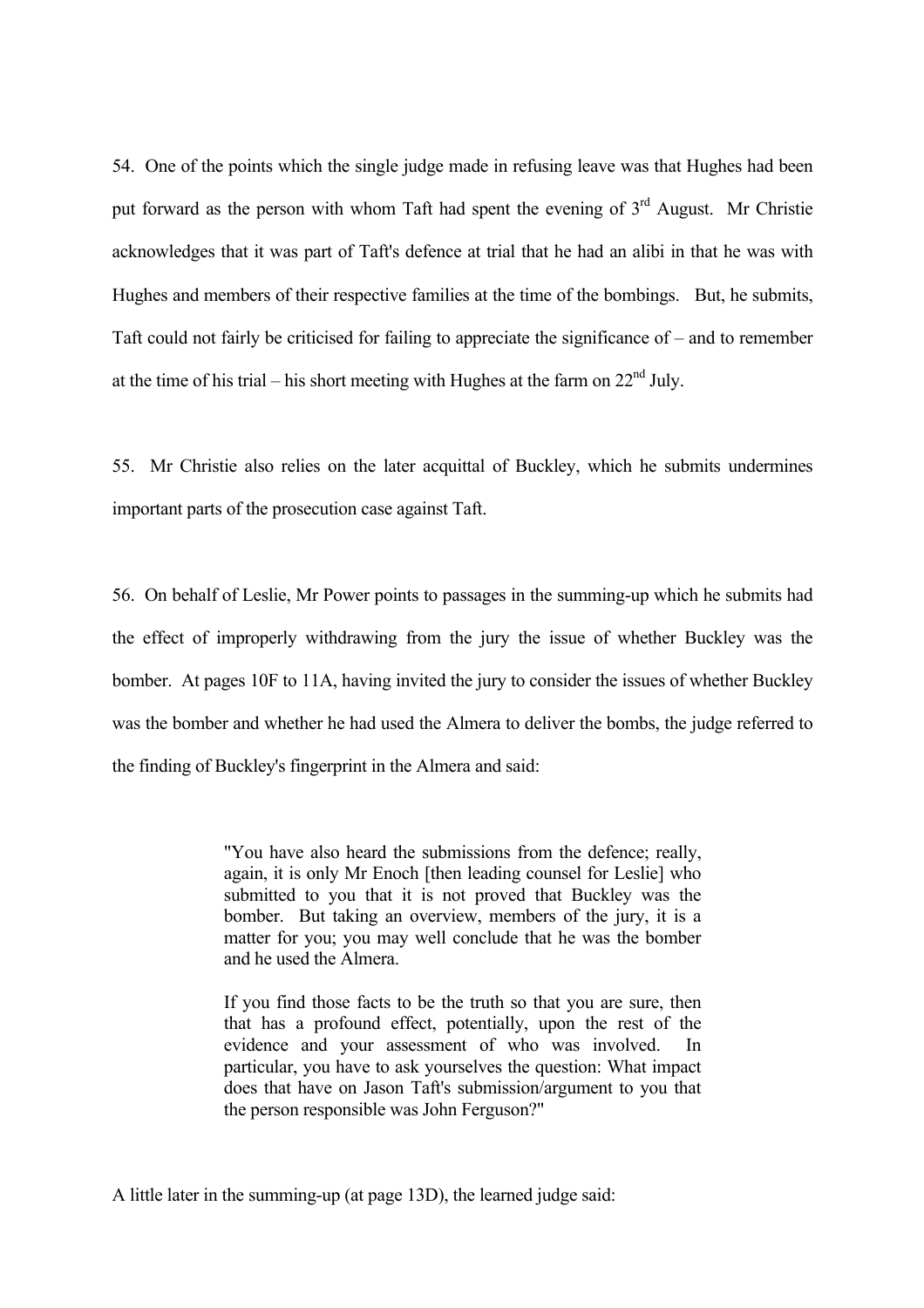54. One of the points which the single judge made in refusing leave was that Hughes had been put forward as the person with whom Taft had spent the evening of 3rd August. Mr Christie acknowledges that it was part of Taft's defence at trial that he had an alibi in that he was with Hughes and members of their respective families at the time of the bombings. But, he submits, Taft could not fairly be criticised for failing to appreciate the significance of – and to remember at the time of his trial – his short meeting with Hughes at the farm on 22nd July.

55. Mr Christie also relies on the later acquittal of Buckley, which he submits undermines important parts of the prosecution case against Taft.

56. On behalf of Leslie, Mr Power points to passages in the summing-up which he submits had the effect of improperly withdrawing from the jury the issue of whether Buckley was the bomber. At pages 10F to 11A, having invited the jury to consider the issues of whether Buckley was the bomber and whether he had used the Almera to deliver the bombs, the judge referred to the finding of Buckley's fingerprint in the Almera and said:

> "You have also heard the submissions from the defence; really, again, it is only Mr Enoch [then leading counsel for Leslie] who submitted to you that it is not proved that Buckley was the bomber. But taking an overview, members of the jury, it is a matter for you; you may well conclude that he was the bomber and he used the Almera.
>
> If you find those facts to be the truth so that you are sure, then that has a profound effect, potentially, upon the rest of the evidence and your assessment of who was involved. In particular, you have to ask yourselves the question: What impact does that have on Jason Taft's submission/argument to you that the person responsible was John Ferguson?"

A little later in the summing-up (at page 13D), the learned judge said: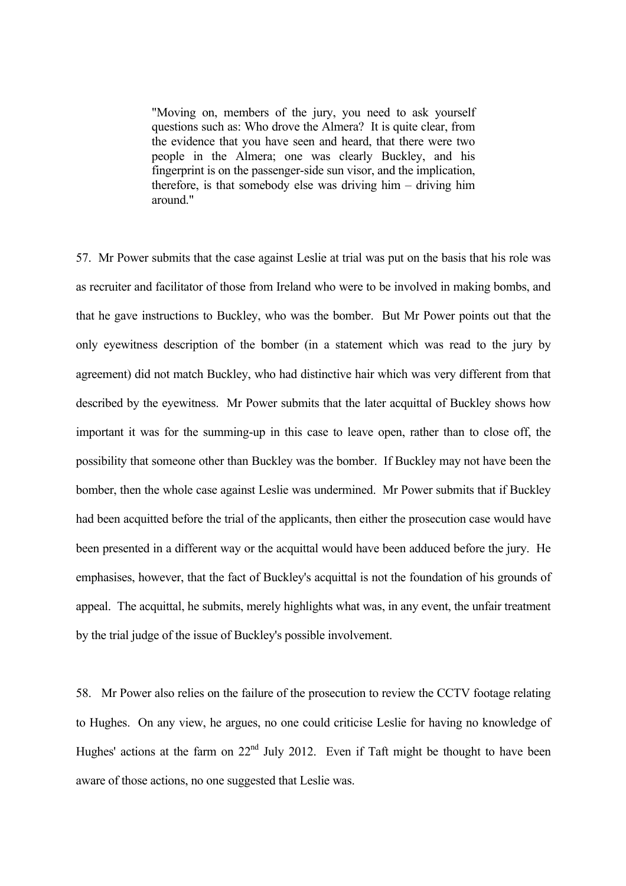> "Moving on, members of the jury, you need to ask yourself questions such as: Who drove the Almera? It is quite clear, from the evidence that you have seen and heard, that there were two people in the Almera; one was clearly Buckley, and his fingerprint is on the passenger-side sun visor, and the implication, therefore, is that somebody else was driving him – driving him around."

57. Mr Power submits that the case against Leslie at trial was put on the basis that his role was as recruiter and facilitator of those from Ireland who were to be involved in making bombs, and that he gave instructions to Buckley, who was the bomber. But Mr Power points out that the only eyewitness description of the bomber (in a statement which was read to the jury by agreement) did not match Buckley, who had distinctive hair which was very different from that described by the eyewitness. Mr Power submits that the later acquittal of Buckley shows how important it was for the summing-up in this case to leave open, rather than to close off, the possibility that someone other than Buckley was the bomber. If Buckley may not have been the bomber, then the whole case against Leslie was undermined. Mr Power submits that if Buckley had been acquitted before the trial of the applicants, then either the prosecution case would have been presented in a different way or the acquittal would have been adduced before the jury. He emphasises, however, that the fact of Buckley's acquittal is not the foundation of his grounds of appeal. The acquittal, he submits, merely highlights what was, in any event, the unfair treatment by the trial judge of the issue of Buckley's possible involvement.

58. Mr Power also relies on the failure of the prosecution to review the CCTV footage relating to Hughes. On any view, he argues, no one could criticise Leslie for having no knowledge of Hughes' actions at the farm on 22nd July 2012. Even if Taft might be thought to have been aware of those actions, no one suggested that Leslie was.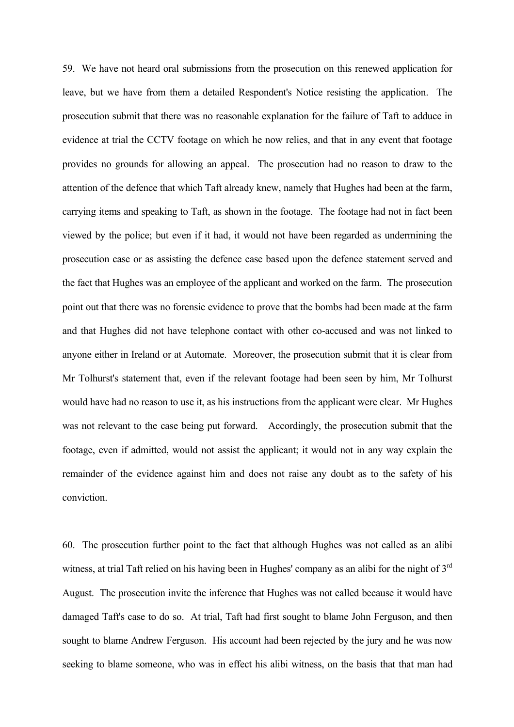59. We have not heard oral submissions from the prosecution on this renewed application for leave, but we have from them a detailed Respondent's Notice resisting the application. The prosecution submit that there was no reasonable explanation for the failure of Taft to adduce in evidence at trial the CCTV footage on which he now relies, and that in any event that footage provides no grounds for allowing an appeal. The prosecution had no reason to draw to the attention of the defence that which Taft already knew, namely that Hughes had been at the farm, carrying items and speaking to Taft, as shown in the footage. The footage had not in fact been viewed by the police; but even if it had, it would not have been regarded as undermining the prosecution case or as assisting the defence case based upon the defence statement served and the fact that Hughes was an employee of the applicant and worked on the farm. The prosecution point out that there was no forensic evidence to prove that the bombs had been made at the farm and that Hughes did not have telephone contact with other co-accused and was not linked to anyone either in Ireland or at Automate. Moreover, the prosecution submit that it is clear from Mr Tolhurst's statement that, even if the relevant footage had been seen by him, Mr Tolhurst would have had no reason to use it, as his instructions from the applicant were clear. Mr Hughes was not relevant to the case being put forward. Accordingly, the prosecution submit that the footage, even if admitted, would not assist the applicant; it would not in any way explain the remainder of the evidence against him and does not raise any doubt as to the safety of his conviction.

60. The prosecution further point to the fact that although Hughes was not called as an alibi witness, at trial Taft relied on his having been in Hughes' company as an alibi for the night of 3rd August. The prosecution invite the inference that Hughes was not called because it would have damaged Taft's case to do so. At trial, Taft had first sought to blame John Ferguson, and then sought to blame Andrew Ferguson. His account had been rejected by the jury and he was now seeking to blame someone, who was in effect his alibi witness, on the basis that that man had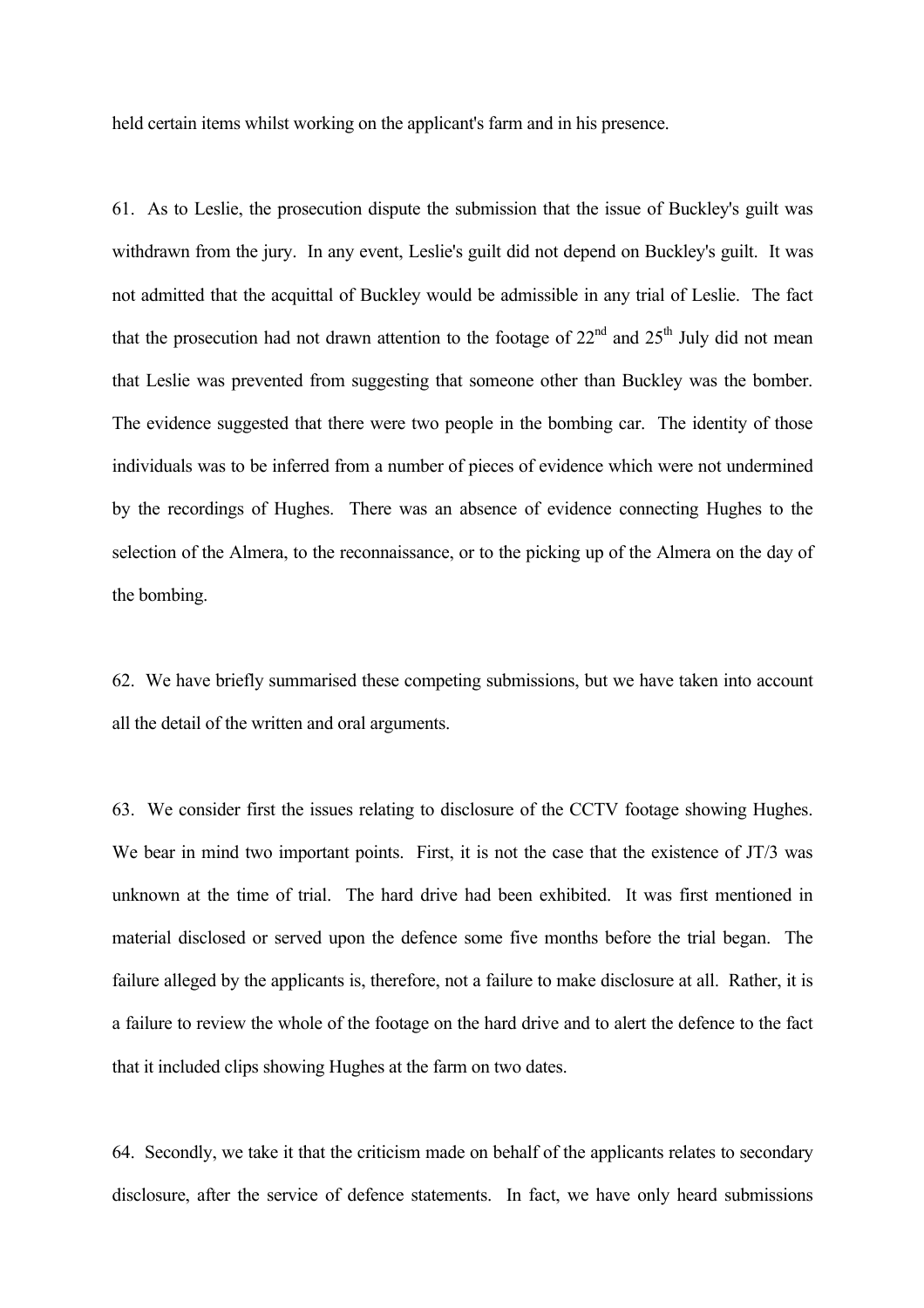held certain items whilst working on the applicant's farm and in his presence.

61. As to Leslie, the prosecution dispute the submission that the issue of Buckley's guilt was withdrawn from the jury. In any event, Leslie's guilt did not depend on Buckley's guilt. It was not admitted that the acquittal of Buckley would be admissible in any trial of Leslie. The fact that the prosecution had not drawn attention to the footage of 22nd and 25th July did not mean that Leslie was prevented from suggesting that someone other than Buckley was the bomber. The evidence suggested that there were two people in the bombing car. The identity of those individuals was to be inferred from a number of pieces of evidence which were not undermined by the recordings of Hughes. There was an absence of evidence connecting Hughes to the selection of the Almera, to the reconnaissance, or to the picking up of the Almera on the day of the bombing.

62. We have briefly summarised these competing submissions, but we have taken into account all the detail of the written and oral arguments.

63. We consider first the issues relating to disclosure of the CCTV footage showing Hughes. We bear in mind two important points. First, it is not the case that the existence of JT/3 was unknown at the time of trial. The hard drive had been exhibited. It was first mentioned in material disclosed or served upon the defence some five months before the trial began. The failure alleged by the applicants is, therefore, not a failure to make disclosure at all. Rather, it is a failure to review the whole of the footage on the hard drive and to alert the defence to the fact that it included clips showing Hughes at the farm on two dates.

64. Secondly, we take it that the criticism made on behalf of the applicants relates to secondary disclosure, after the service of defence statements. In fact, we have only heard submissions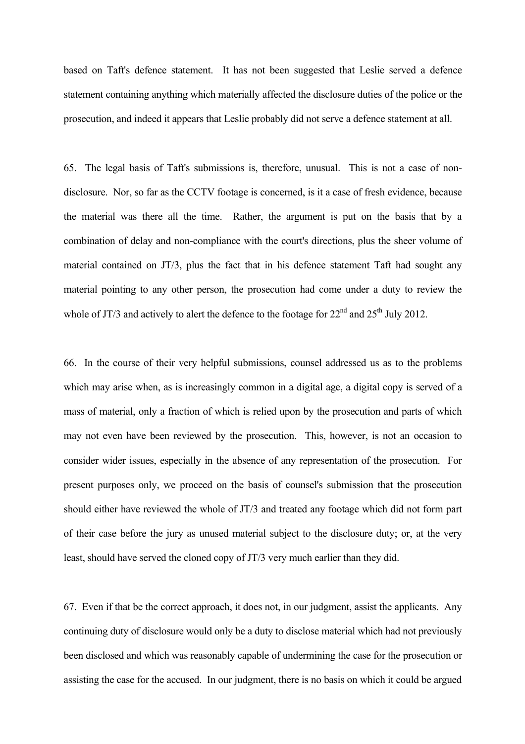based on Taft's defence statement. It has not been suggested that Leslie served a defence statement containing anything which materially affected the disclosure duties of the police or the prosecution, and indeed it appears that Leslie probably did not serve a defence statement at all.

65. The legal basis of Taft's submissions is, therefore, unusual. This is not a case of non-disclosure. Nor, so far as the CCTV footage is concerned, is it a case of fresh evidence, because the material was there all the time. Rather, the argument is put on the basis that by a combination of delay and non-compliance with the court's directions, plus the sheer volume of material contained on JT/3, plus the fact that in his defence statement Taft had sought any material pointing to any other person, the prosecution had come under a duty to review the whole of JT/3 and actively to alert the defence to the footage for 22nd and 25th July 2012.

66. In the course of their very helpful submissions, counsel addressed us as to the problems which may arise when, as is increasingly common in a digital age, a digital copy is served of a mass of material, only a fraction of which is relied upon by the prosecution and parts of which may not even have been reviewed by the prosecution. This, however, is not an occasion to consider wider issues, especially in the absence of any representation of the prosecution. For present purposes only, we proceed on the basis of counsel's submission that the prosecution should either have reviewed the whole of JT/3 and treated any footage which did not form part of their case before the jury as unused material subject to the disclosure duty; or, at the very least, should have served the cloned copy of JT/3 very much earlier than they did.

67. Even if that be the correct approach, it does not, in our judgment, assist the applicants. Any continuing duty of disclosure would only be a duty to disclose material which had not previously been disclosed and which was reasonably capable of undermining the case for the prosecution or assisting the case for the accused. In our judgment, there is no basis on which it could be argued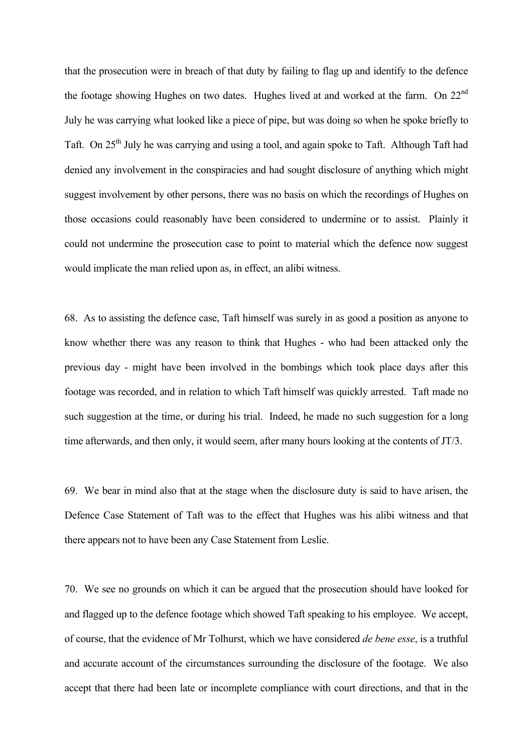that the prosecution were in breach of that duty by failing to flag up and identify to the defence the footage showing Hughes on two dates. Hughes lived at and worked at the farm. On 22nd July he was carrying what looked like a piece of pipe, but was doing so when he spoke briefly to Taft. On 25th July he was carrying and using a tool, and again spoke to Taft. Although Taft had denied any involvement in the conspiracies and had sought disclosure of anything which might suggest involvement by other persons, there was no basis on which the recordings of Hughes on those occasions could reasonably have been considered to undermine or to assist. Plainly it could not undermine the prosecution case to point to material which the defence now suggest would implicate the man relied upon as, in effect, an alibi witness.

68. As to assisting the defence case, Taft himself was surely in as good a position as anyone to know whether there was any reason to think that Hughes - who had been attacked only the previous day - might have been involved in the bombings which took place days after this footage was recorded, and in relation to which Taft himself was quickly arrested. Taft made no such suggestion at the time, or during his trial. Indeed, he made no such suggestion for a long time afterwards, and then only, it would seem, after many hours looking at the contents of JT/3.

69. We bear in mind also that at the stage when the disclosure duty is said to have arisen, the Defence Case Statement of Taft was to the effect that Hughes was his alibi witness and that there appears not to have been any Case Statement from Leslie.

70. We see no grounds on which it can be argued that the prosecution should have looked for and flagged up to the defence footage which showed Taft speaking to his employee. We accept, of course, that the evidence of Mr Tolhurst, which we have considered *de bene esse*, is a truthful and accurate account of the circumstances surrounding the disclosure of the footage. We also accept that there had been late or incomplete compliance with court directions, and that in the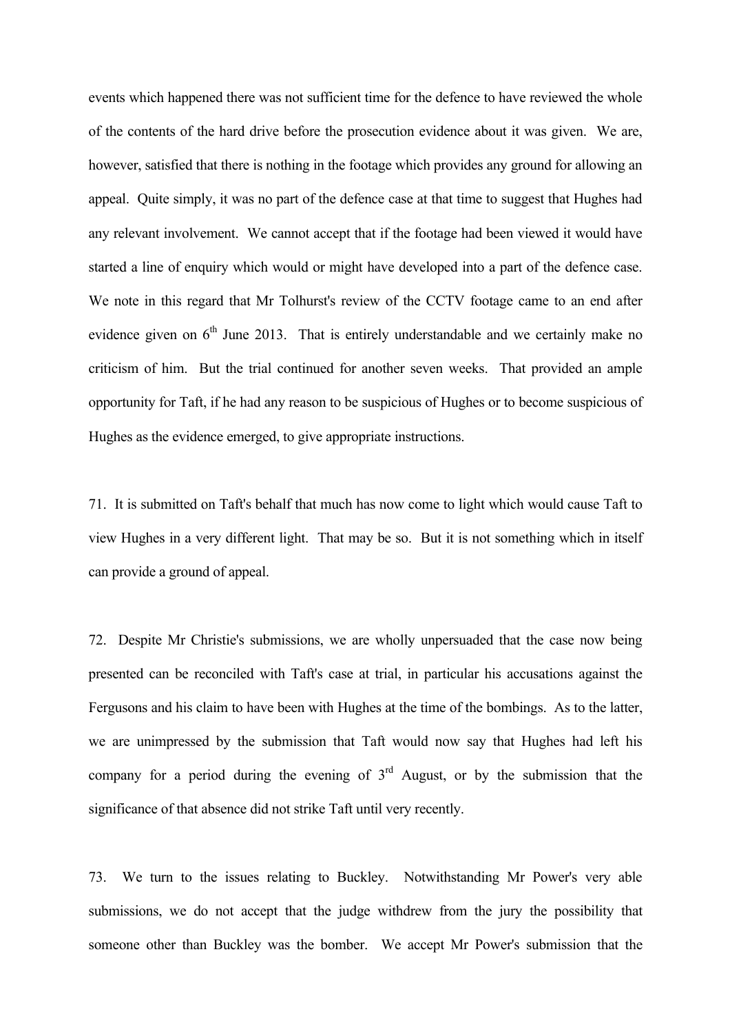events which happened there was not sufficient time for the defence to have reviewed the whole of the contents of the hard drive before the prosecution evidence about it was given. We are, however, satisfied that there is nothing in the footage which provides any ground for allowing an appeal. Quite simply, it was no part of the defence case at that time to suggest that Hughes had any relevant involvement. We cannot accept that if the footage had been viewed it would have started a line of enquiry which would or might have developed into a part of the defence case. We note in this regard that Mr Tolhurst's review of the CCTV footage came to an end after evidence given on 6th June 2013. That is entirely understandable and we certainly make no criticism of him. But the trial continued for another seven weeks. That provided an ample opportunity for Taft, if he had any reason to be suspicious of Hughes or to become suspicious of Hughes as the evidence emerged, to give appropriate instructions.

71. It is submitted on Taft's behalf that much has now come to light which would cause Taft to view Hughes in a very different light. That may be so. But it is not something which in itself can provide a ground of appeal.

72. Despite Mr Christie's submissions, we are wholly unpersuaded that the case now being presented can be reconciled with Taft's case at trial, in particular his accusations against the Fergusons and his claim to have been with Hughes at the time of the bombings. As to the latter, we are unimpressed by the submission that Taft would now say that Hughes had left his company for a period during the evening of 3rd August, or by the submission that the significance of that absence did not strike Taft until very recently.

73. We turn to the issues relating to Buckley. Notwithstanding Mr Power's very able submissions, we do not accept that the judge withdrew from the jury the possibility that someone other than Buckley was the bomber. We accept Mr Power's submission that the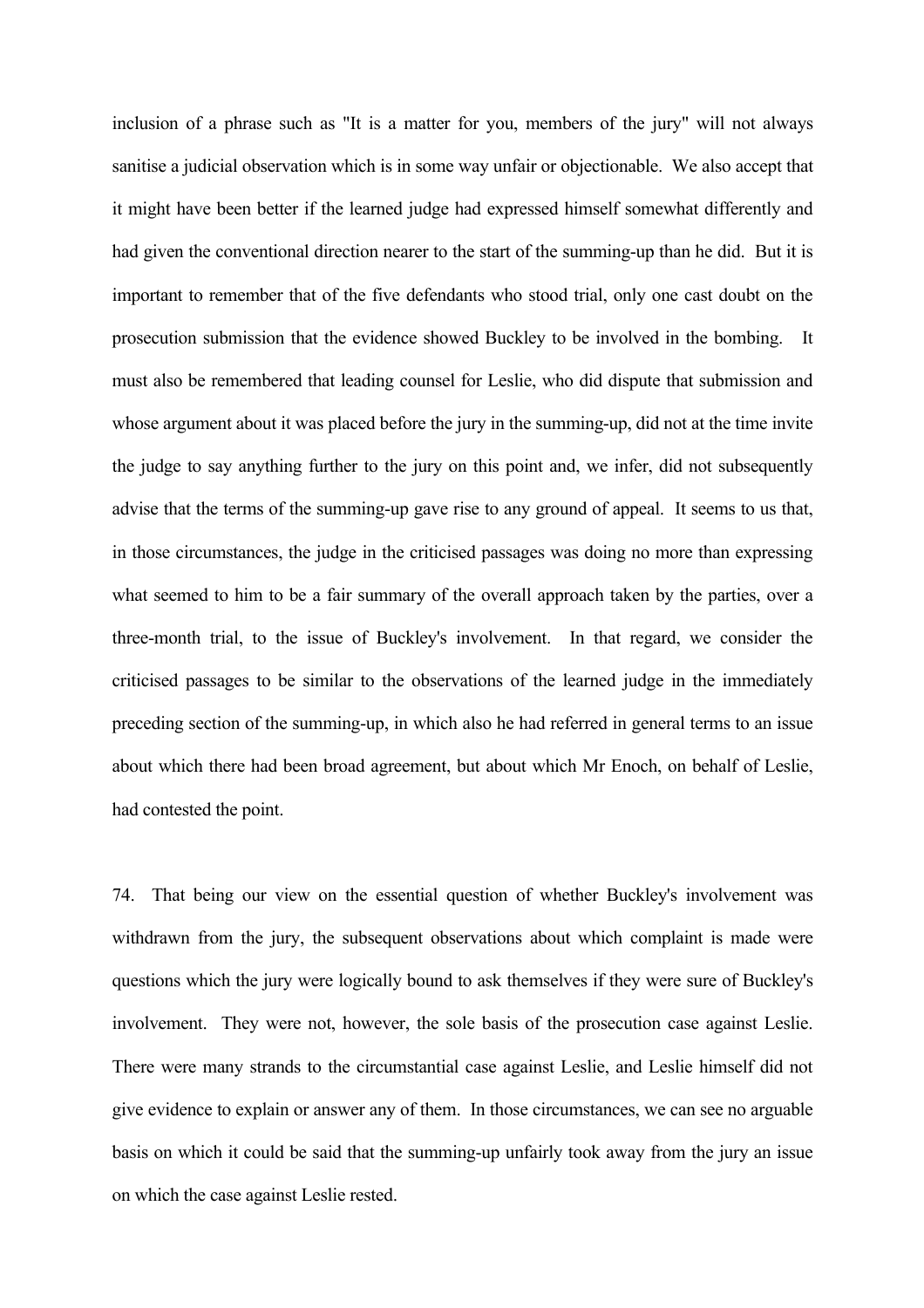inclusion of a phrase such as "It is a matter for you, members of the jury" will not always sanitise a judicial observation which is in some way unfair or objectionable. We also accept that it might have been better if the learned judge had expressed himself somewhat differently and had given the conventional direction nearer to the start of the summing-up than he did. But it is important to remember that of the five defendants who stood trial, only one cast doubt on the prosecution submission that the evidence showed Buckley to be involved in the bombing. It must also be remembered that leading counsel for Leslie, who did dispute that submission and whose argument about it was placed before the jury in the summing-up, did not at the time invite the judge to say anything further to the jury on this point and, we infer, did not subsequently advise that the terms of the summing-up gave rise to any ground of appeal. It seems to us that, in those circumstances, the judge in the criticised passages was doing no more than expressing what seemed to him to be a fair summary of the overall approach taken by the parties, over a three-month trial, to the issue of Buckley's involvement. In that regard, we consider the criticised passages to be similar to the observations of the learned judge in the immediately preceding section of the summing-up, in which also he had referred in general terms to an issue about which there had been broad agreement, but about which Mr Enoch, on behalf of Leslie, had contested the point.

74. That being our view on the essential question of whether Buckley's involvement was withdrawn from the jury, the subsequent observations about which complaint is made were questions which the jury were logically bound to ask themselves if they were sure of Buckley's involvement. They were not, however, the sole basis of the prosecution case against Leslie. There were many strands to the circumstantial case against Leslie, and Leslie himself did not give evidence to explain or answer any of them. In those circumstances, we can see no arguable basis on which it could be said that the summing-up unfairly took away from the jury an issue on which the case against Leslie rested.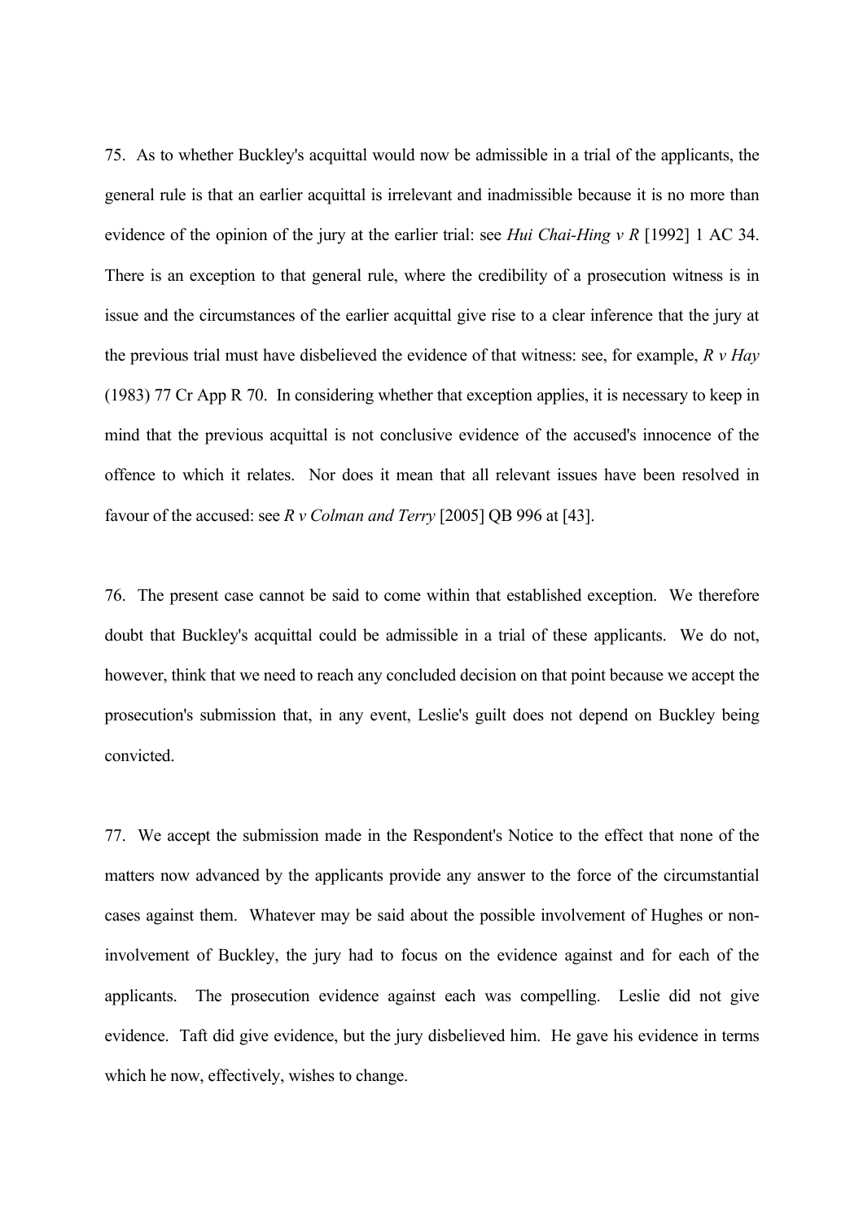75. As to whether Buckley's acquittal would now be admissible in a trial of the applicants, the general rule is that an earlier acquittal is irrelevant and inadmissible because it is no more than evidence of the opinion of the jury at the earlier trial: see *Hui Chai-Hing v R* [1992] 1 AC 34. There is an exception to that general rule, where the credibility of a prosecution witness is in issue and the circumstances of the earlier acquittal give rise to a clear inference that the jury at the previous trial must have disbelieved the evidence of that witness: see, for example, *R v Hay* (1983) 77 Cr App R 70. In considering whether that exception applies, it is necessary to keep in mind that the previous acquittal is not conclusive evidence of the accused's innocence of the offence to which it relates. Nor does it mean that all relevant issues have been resolved in favour of the accused: see *R v Colman and Terry* [2005] QB 996 at [43].

76. The present case cannot be said to come within that established exception. We therefore doubt that Buckley's acquittal could be admissible in a trial of these applicants. We do not, however, think that we need to reach any concluded decision on that point because we accept the prosecution's submission that, in any event, Leslie's guilt does not depend on Buckley being convicted.

77. We accept the submission made in the Respondent's Notice to the effect that none of the matters now advanced by the applicants provide any answer to the force of the circumstantial cases against them. Whatever may be said about the possible involvement of Hughes or non-involvement of Buckley, the jury had to focus on the evidence against and for each of the applicants. The prosecution evidence against each was compelling. Leslie did not give evidence. Taft did give evidence, but the jury disbelieved him. He gave his evidence in terms which he now, effectively, wishes to change.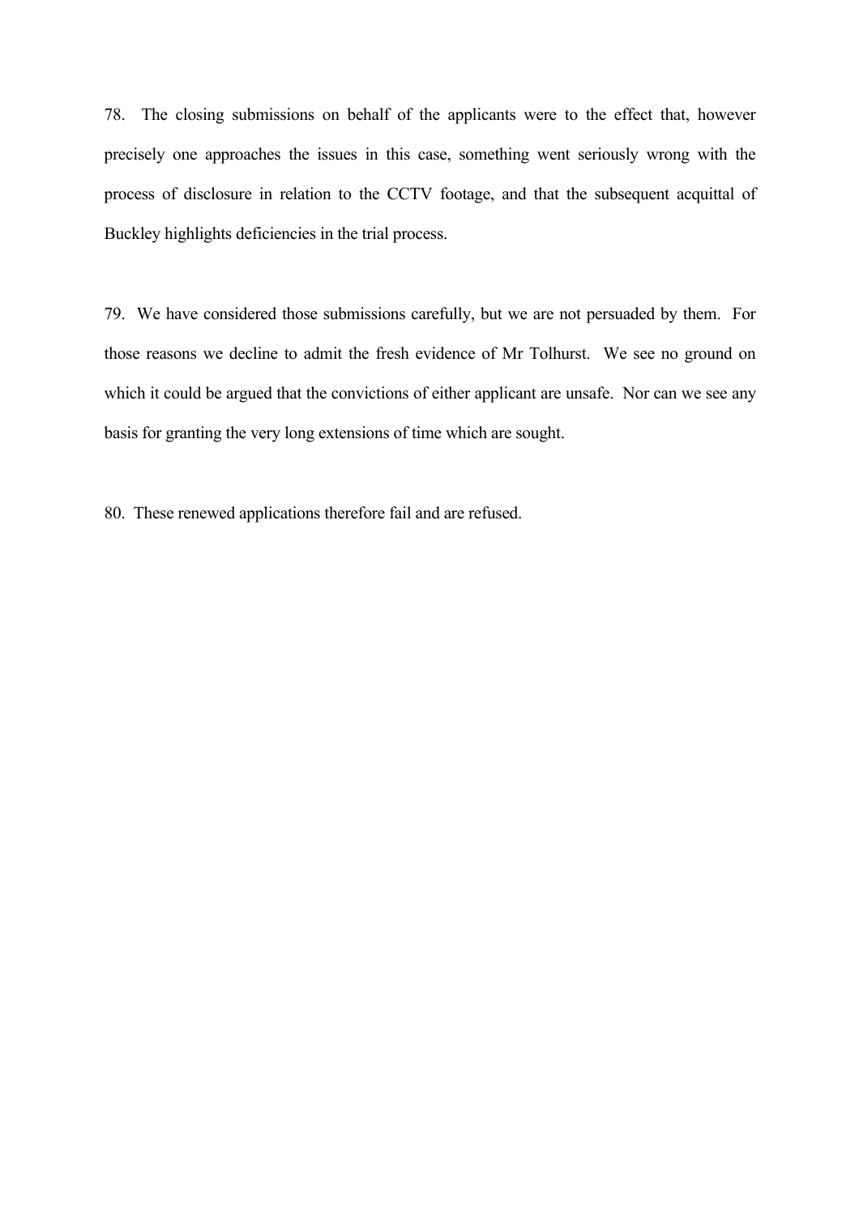78. The closing submissions on behalf of the applicants were to the effect that, however precisely one approaches the issues in this case, something went seriously wrong with the process of disclosure in relation to the CCTV footage, and that the subsequent acquittal of Buckley highlights deficiencies in the trial process.

79. We have considered those submissions carefully, but we are not persuaded by them. For those reasons we decline to admit the fresh evidence of Mr Tolhurst. We see no ground on which it could be argued that the convictions of either applicant are unsafe. Nor can we see any basis for granting the very long extensions of time which are sought.

80. These renewed applications therefore fail and are refused.